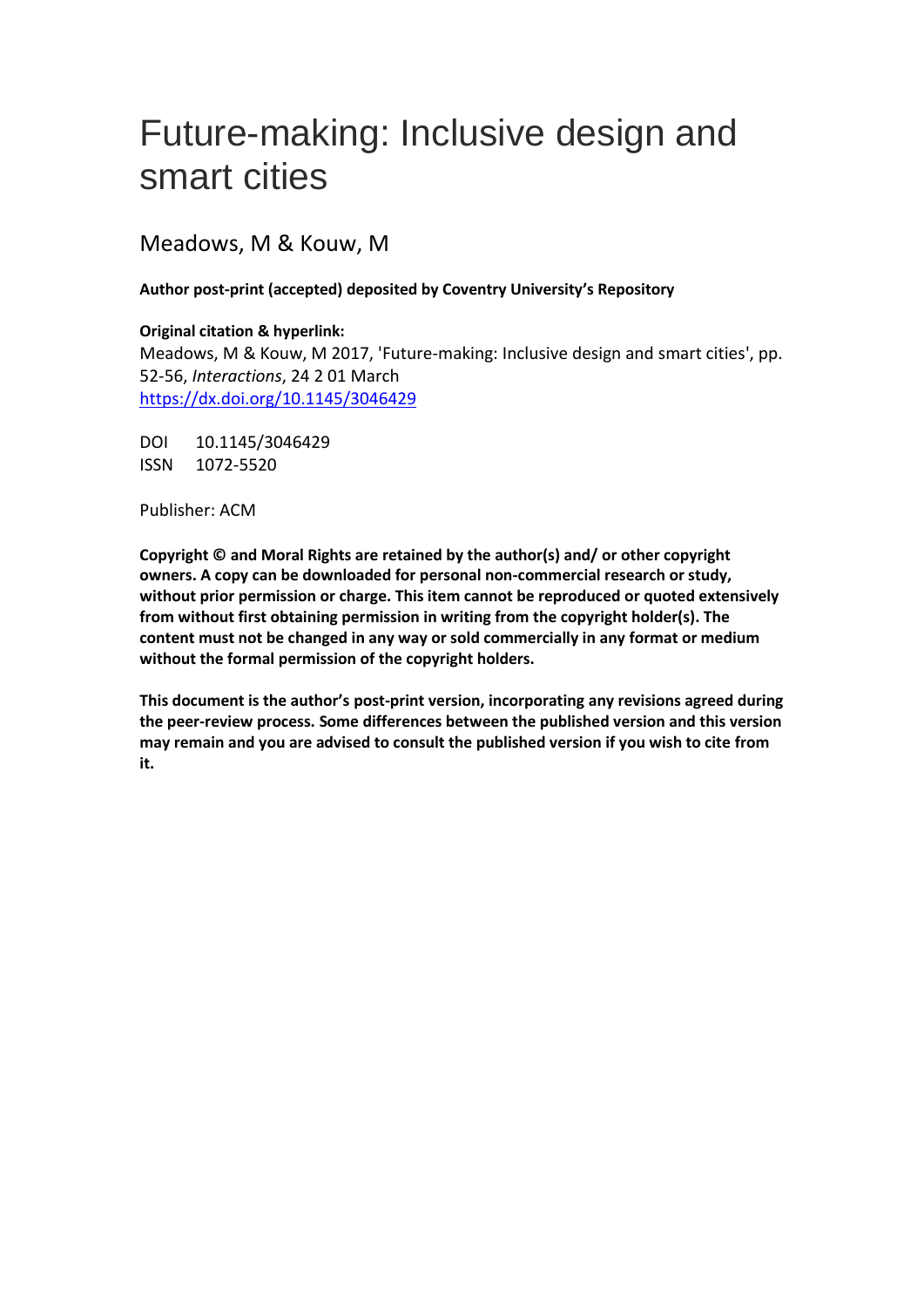# Future-making: Inclusive design and smart cities

Meadows, M & Kouw, M

**Author post-print (accepted) deposited by Coventry University's Repository**

**Original citation & hyperlink:**
Meadows, M & Kouw, M 2017, 'Future-making: Inclusive design and smart cities', pp. 52-56, *Interactions*, 24 2 01 March
https://dx.doi.org/10.1145/3046429

DOI 10.1145/3046429
ISSN 1072-5520

Publisher: ACM

**Copyright © and Moral Rights are retained by the author(s) and/ or other copyright owners. A copy can be downloaded for personal non-commercial research or study, without prior permission or charge. This item cannot be reproduced or quoted extensively from without first obtaining permission in writing from the copyright holder(s). The content must not be changed in any way or sold commercially in any format or medium without the formal permission of the copyright holders.**

**This document is the author's post-print version, incorporating any revisions agreed during the peer-review process. Some differences between the published version and this version may remain and you are advised to consult the published version if you wish to cite from it.**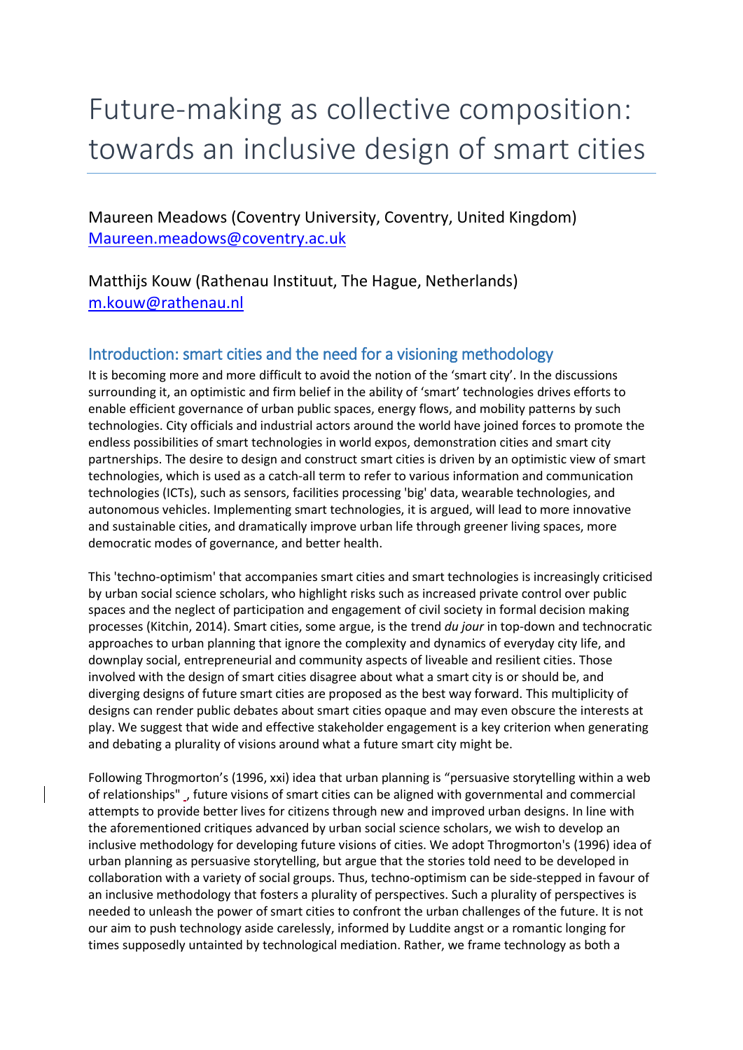# Future-making as collective composition: towards an inclusive design of smart cities

Maureen Meadows (Coventry University, Coventry, United Kingdom)
Maureen.meadows@coventry.ac.uk

Matthijs Kouw (Rathenau Instituut, The Hague, Netherlands)
m.kouw@rathenau.nl

## Introduction: smart cities and the need for a visioning methodology

It is becoming more and more difficult to avoid the notion of the 'smart city'. In the discussions surrounding it, an optimistic and firm belief in the ability of 'smart' technologies drives efforts to enable efficient governance of urban public spaces, energy flows, and mobility patterns by such technologies. City officials and industrial actors around the world have joined forces to promote the endless possibilities of smart technologies in world expos, demonstration cities and smart city partnerships. The desire to design and construct smart cities is driven by an optimistic view of smart technologies, which is used as a catch-all term to refer to various information and communication technologies (ICTs), such as sensors, facilities processing 'big' data, wearable technologies, and autonomous vehicles. Implementing smart technologies, it is argued, will lead to more innovative and sustainable cities, and dramatically improve urban life through greener living spaces, more democratic modes of governance, and better health.

This 'techno-optimism' that accompanies smart cities and smart technologies is increasingly criticised by urban social science scholars, who highlight risks such as increased private control over public spaces and the neglect of participation and engagement of civil society in formal decision making processes (Kitchin, 2014). Smart cities, some argue, is the trend *du jour* in top-down and technocratic approaches to urban planning that ignore the complexity and dynamics of everyday city life, and downplay social, entrepreneurial and community aspects of liveable and resilient cities. Those involved with the design of smart cities disagree about what a smart city is or should be, and diverging designs of future smart cities are proposed as the best way forward. This multiplicity of designs can render public debates about smart cities opaque and may even obscure the interests at play. We suggest that wide and effective stakeholder engagement is a key criterion when generating and debating a plurality of visions around what a future smart city might be.

Following Throgmorton's (1996, xxi) idea that urban planning is "persuasive storytelling within a web of relationships" , future visions of smart cities can be aligned with governmental and commercial attempts to provide better lives for citizens through new and improved urban designs. In line with the aforementioned critiques advanced by urban social science scholars, we wish to develop an inclusive methodology for developing future visions of cities. We adopt Throgmorton's (1996) idea of urban planning as persuasive storytelling, but argue that the stories told need to be developed in collaboration with a variety of social groups. Thus, techno-optimism can be side-stepped in favour of an inclusive methodology that fosters a plurality of perspectives. Such a plurality of perspectives is needed to unleash the power of smart cities to confront the urban challenges of the future. It is not our aim to push technology aside carelessly, informed by Luddite angst or a romantic longing for times supposedly untainted by technological mediation. Rather, we frame technology as both a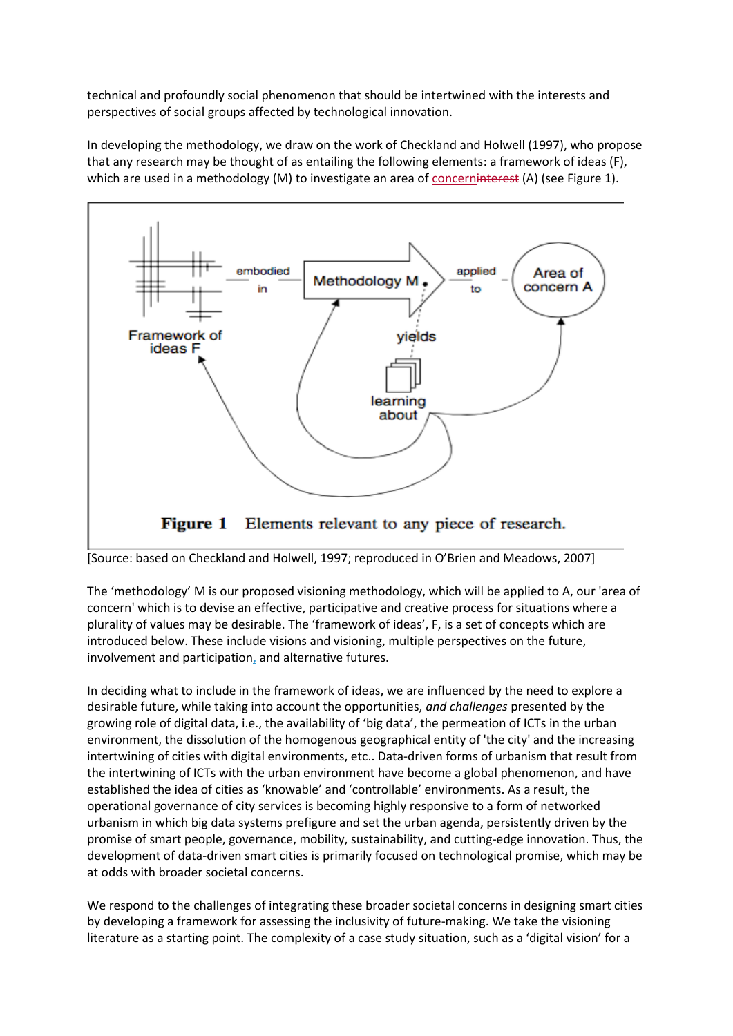technical and profoundly social phenomenon that should be intertwined with the interests and perspectives of social groups affected by technological innovation.

In developing the methodology, we draw on the work of Checkland and Holwell (1997), who propose that any research may be thought of as entailing the following elements: a framework of ideas (F), which are used in a methodology (M) to investigate an area of concern~~interest~~ (A) (see Figure 1).

**Figure 1** Elements relevant to any piece of research.

[Source: based on Checkland and Holwell, 1997; reproduced in O'Brien and Meadows, 2007]

The 'methodology' M is our proposed visioning methodology, which will be applied to A, our 'area of concern' which is to devise an effective, participative and creative process for situations where a plurality of values may be desirable. The 'framework of ideas', F, is a set of concepts which are introduced below. These include visions and visioning, multiple perspectives on the future, involvement and participation, and alternative futures.

In deciding what to include in the framework of ideas, we are influenced by the need to explore a desirable future, while taking into account the opportunities, *and challenges* presented by the growing role of digital data, i.e., the availability of 'big data', the permeation of ICTs in the urban environment, the dissolution of the homogenous geographical entity of 'the city' and the increasing intertwining of cities with digital environments, etc.. Data-driven forms of urbanism that result from the intertwining of ICTs with the urban environment have become a global phenomenon, and have established the idea of cities as 'knowable' and 'controllable' environments. As a result, the operational governance of city services is becoming highly responsive to a form of networked urbanism in which big data systems prefigure and set the urban agenda, persistently driven by the promise of smart people, governance, mobility, sustainability, and cutting-edge innovation. Thus, the development of data-driven smart cities is primarily focused on technological promise, which may be at odds with broader societal concerns.

We respond to the challenges of integrating these broader societal concerns in designing smart cities by developing a framework for assessing the inclusivity of future-making. We take the visioning literature as a starting point. The complexity of a case study situation, such as a 'digital vision' for a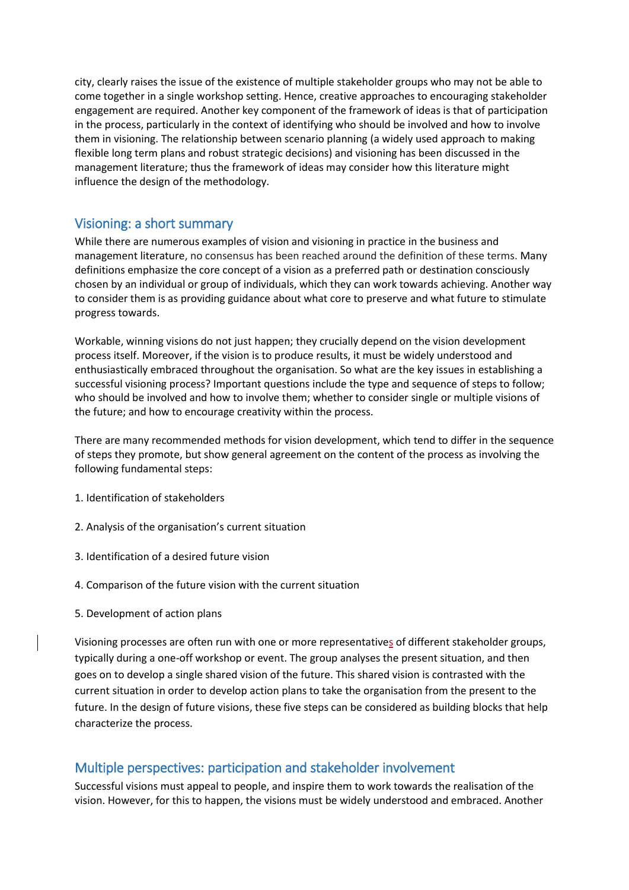city, clearly raises the issue of the existence of multiple stakeholder groups who may not be able to come together in a single workshop setting. Hence, creative approaches to encouraging stakeholder engagement are required. Another key component of the framework of ideas is that of participation in the process, particularly in the context of identifying who should be involved and how to involve them in visioning. The relationship between scenario planning (a widely used approach to making flexible long term plans and robust strategic decisions) and visioning has been discussed in the management literature; thus the framework of ideas may consider how this literature might influence the design of the methodology.

## Visioning: a short summary

While there are numerous examples of vision and visioning in practice in the business and management literature, no consensus has been reached around the definition of these terms. Many definitions emphasize the core concept of a vision as a preferred path or destination consciously chosen by an individual or group of individuals, which they can work towards achieving. Another way to consider them is as providing guidance about what core to preserve and what future to stimulate progress towards.

Workable, winning visions do not just happen; they crucially depend on the vision development process itself. Moreover, if the vision is to produce results, it must be widely understood and enthusiastically embraced throughout the organisation. So what are the key issues in establishing a successful visioning process? Important questions include the type and sequence of steps to follow; who should be involved and how to involve them; whether to consider single or multiple visions of the future; and how to encourage creativity within the process.

There are many recommended methods for vision development, which tend to differ in the sequence of steps they promote, but show general agreement on the content of the process as involving the following fundamental steps:

1. Identification of stakeholders

2. Analysis of the organisation's current situation

3. Identification of a desired future vision

4. Comparison of the future vision with the current situation

5. Development of action plans

Visioning processes are often run with one or more representatives of different stakeholder groups, typically during a one-off workshop or event. The group analyses the present situation, and then goes on to develop a single shared vision of the future. This shared vision is contrasted with the current situation in order to develop action plans to take the organisation from the present to the future. In the design of future visions, these five steps can be considered as building blocks that help characterize the process.

## Multiple perspectives: participation and stakeholder involvement

Successful visions must appeal to people, and inspire them to work towards the realisation of the vision. However, for this to happen, the visions must be widely understood and embraced. Another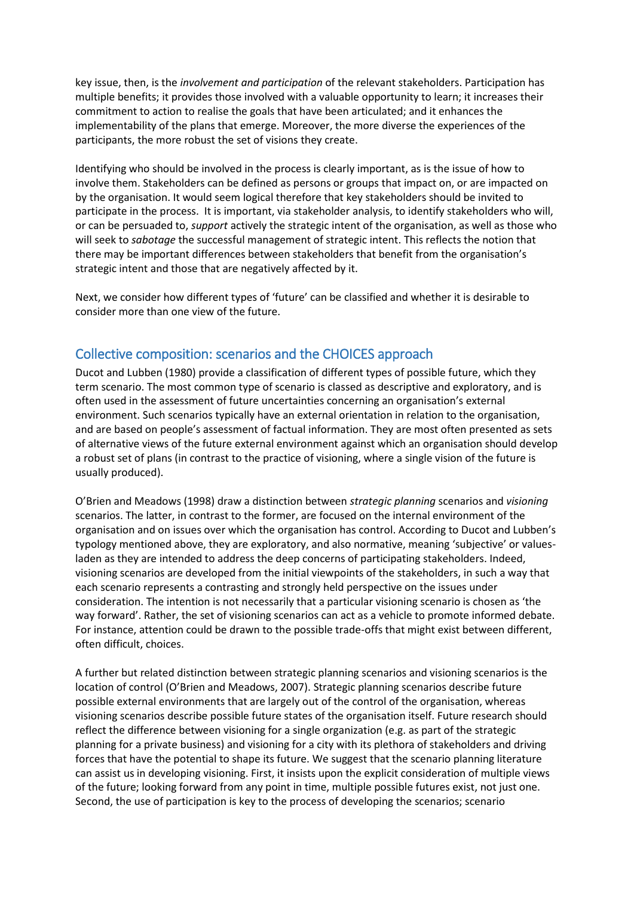key issue, then, is the *involvement and participation* of the relevant stakeholders. Participation has multiple benefits; it provides those involved with a valuable opportunity to learn; it increases their commitment to action to realise the goals that have been articulated; and it enhances the implementability of the plans that emerge. Moreover, the more diverse the experiences of the participants, the more robust the set of visions they create.

Identifying who should be involved in the process is clearly important, as is the issue of how to involve them. Stakeholders can be defined as persons or groups that impact on, or are impacted on by the organisation. It would seem logical therefore that key stakeholders should be invited to participate in the process. It is important, via stakeholder analysis, to identify stakeholders who will, or can be persuaded to, *support* actively the strategic intent of the organisation, as well as those who will seek to *sabotage* the successful management of strategic intent. This reflects the notion that there may be important differences between stakeholders that benefit from the organisation's strategic intent and those that are negatively affected by it.

Next, we consider how different types of 'future' can be classified and whether it is desirable to consider more than one view of the future.

## Collective composition: scenarios and the CHOICES approach

Ducot and Lubben (1980) provide a classification of different types of possible future, which they term scenario. The most common type of scenario is classed as descriptive and exploratory, and is often used in the assessment of future uncertainties concerning an organisation's external environment. Such scenarios typically have an external orientation in relation to the organisation, and are based on people's assessment of factual information. They are most often presented as sets of alternative views of the future external environment against which an organisation should develop a robust set of plans (in contrast to the practice of visioning, where a single vision of the future is usually produced).

O'Brien and Meadows (1998) draw a distinction between *strategic planning* scenarios and *visioning* scenarios. The latter, in contrast to the former, are focused on the internal environment of the organisation and on issues over which the organisation has control. According to Ducot and Lubben's typology mentioned above, they are exploratory, and also normative, meaning 'subjective' or values-laden as they are intended to address the deep concerns of participating stakeholders. Indeed, visioning scenarios are developed from the initial viewpoints of the stakeholders, in such a way that each scenario represents a contrasting and strongly held perspective on the issues under consideration. The intention is not necessarily that a particular visioning scenario is chosen as 'the way forward'. Rather, the set of visioning scenarios can act as a vehicle to promote informed debate. For instance, attention could be drawn to the possible trade-offs that might exist between different, often difficult, choices.

A further but related distinction between strategic planning scenarios and visioning scenarios is the location of control (O'Brien and Meadows, 2007). Strategic planning scenarios describe future possible external environments that are largely out of the control of the organisation, whereas visioning scenarios describe possible future states of the organisation itself. Future research should reflect the difference between visioning for a single organization (e.g. as part of the strategic planning for a private business) and visioning for a city with its plethora of stakeholders and driving forces that have the potential to shape its future. We suggest that the scenario planning literature can assist us in developing visioning. First, it insists upon the explicit consideration of multiple views of the future; looking forward from any point in time, multiple possible futures exist, not just one. Second, the use of participation is key to the process of developing the scenarios; scenario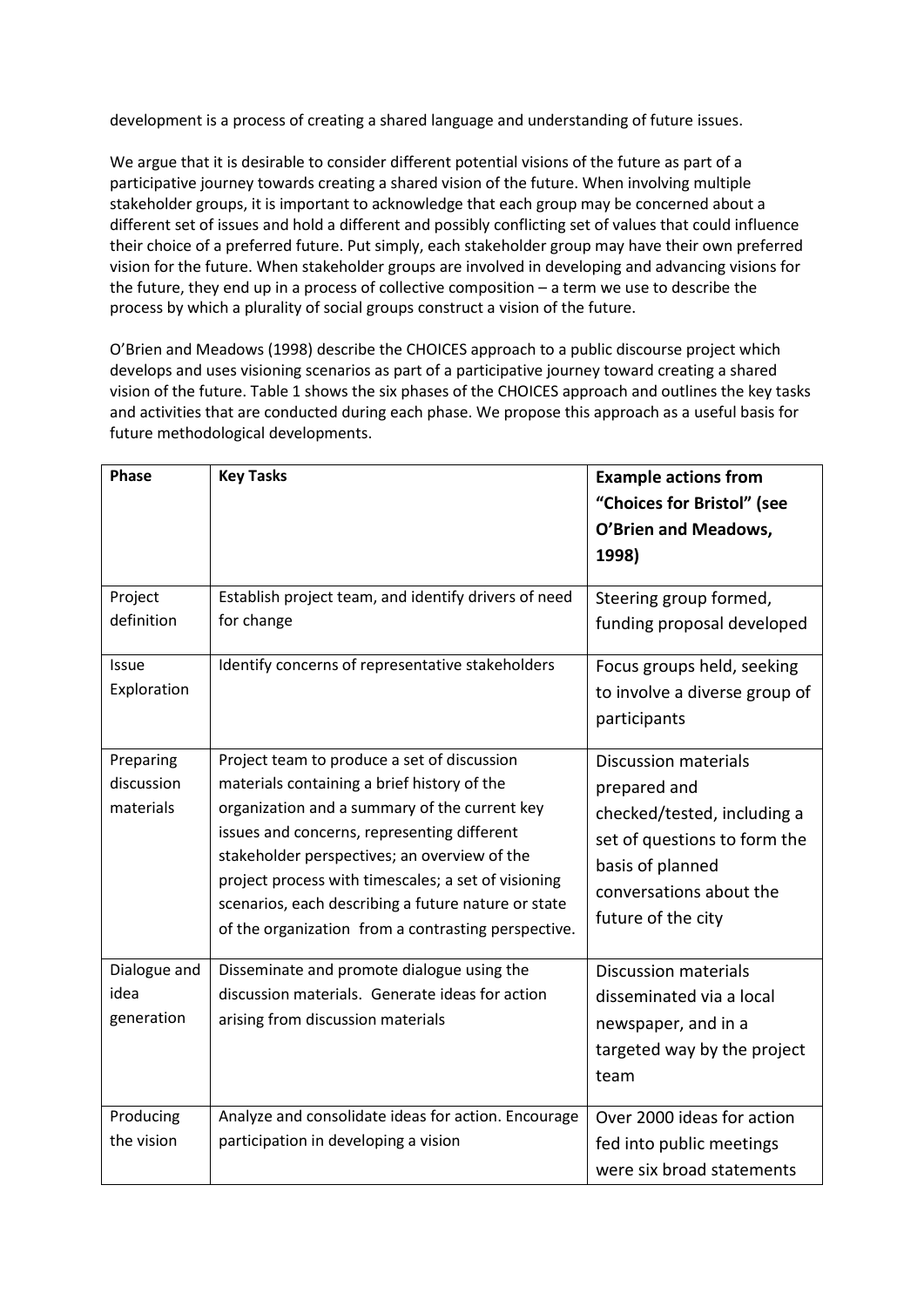development is a process of creating a shared language and understanding of future issues.

We argue that it is desirable to consider different potential visions of the future as part of a participative journey towards creating a shared vision of the future. When involving multiple stakeholder groups, it is important to acknowledge that each group may be concerned about a different set of issues and hold a different and possibly conflicting set of values that could influence their choice of a preferred future. Put simply, each stakeholder group may have their own preferred vision for the future. When stakeholder groups are involved in developing and advancing visions for the future, they end up in a process of collective composition – a term we use to describe the process by which a plurality of social groups construct a vision of the future.

O'Brien and Meadows (1998) describe the CHOICES approach to a public discourse project which develops and uses visioning scenarios as part of a participative journey toward creating a shared vision of the future. Table 1 shows the six phases of the CHOICES approach and outlines the key tasks and activities that are conducted during each phase. We propose this approach as a useful basis for future methodological developments.

| Phase | Key Tasks | Example actions from "Choices for Bristol" (see O'Brien and Meadows, 1998) |
|---|---|---|
| Project definition | Establish project team, and identify drivers of need for change | Steering group formed, funding proposal developed |
| Issue Exploration | Identify concerns of representative stakeholders | Focus groups held, seeking to involve a diverse group of participants |
| Preparing discussion materials | Project team to produce a set of discussion materials containing a brief history of the organization and a summary of the current key issues and concerns, representing different stakeholder perspectives; an overview of the project process with timescales; a set of visioning scenarios, each describing a future nature or state of the organization from a contrasting perspective. | Discussion materials prepared and checked/tested, including a set of questions to form the basis of planned conversations about the future of the city |
| Dialogue and idea generation | Disseminate and promote dialogue using the discussion materials. Generate ideas for action arising from discussion materials | Discussion materials disseminated via a local newspaper, and in a targeted way by the project team |
| Producing the vision | Analyze and consolidate ideas for action. Encourage participation in developing a vision | Over 2000 ideas for action fed into public meetings were six broad statements |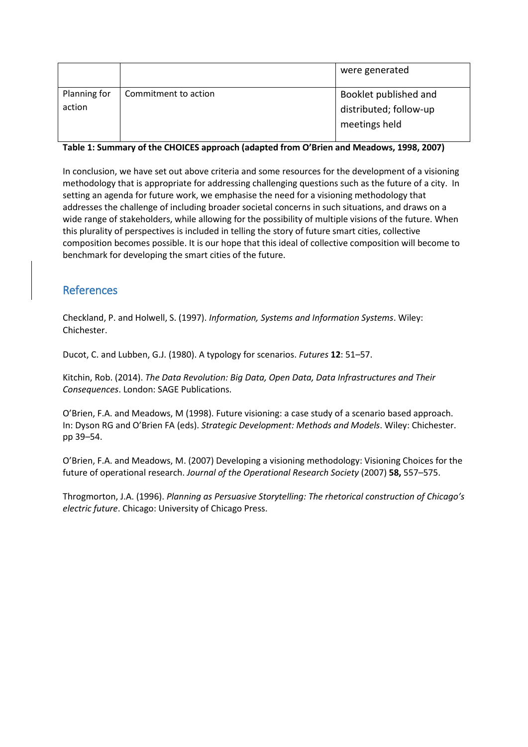| | | |
|---|---|---|
| | | were generated |
| Planning for action | Commitment to action | Booklet published and distributed; follow-up meetings held |

**Table 1: Summary of the CHOICES approach (adapted from O'Brien and Meadows, 1998, 2007)**

In conclusion, we have set out above criteria and some resources for the development of a visioning methodology that is appropriate for addressing challenging questions such as the future of a city. In setting an agenda for future work, we emphasise the need for a visioning methodology that addresses the challenge of including broader societal concerns in such situations, and draws on a wide range of stakeholders, while allowing for the possibility of multiple visions of the future. When this plurality of perspectives is included in telling the story of future smart cities, collective composition becomes possible. It is our hope that this ideal of collective composition will become to benchmark for developing the smart cities of the future.

## References

Checkland, P. and Holwell, S. (1997). *Information, Systems and Information Systems*. Wiley: Chichester.

Ducot, C. and Lubben, G.J. (1980). A typology for scenarios. *Futures* **12**: 51–57.

Kitchin, Rob. (2014). *The Data Revolution: Big Data, Open Data, Data Infrastructures and Their Consequences*. London: SAGE Publications.

O'Brien, F.A. and Meadows, M (1998). Future visioning: a case study of a scenario based approach. In: Dyson RG and O'Brien FA (eds). *Strategic Development: Methods and Models*. Wiley: Chichester. pp 39–54.

O'Brien, F.A. and Meadows, M. (2007) Developing a visioning methodology: Visioning Choices for the future of operational research. *Journal of the Operational Research Society* (2007) **58,** 557–575.

Throgmorton, J.A. (1996). *Planning as Persuasive Storytelling: The rhetorical construction of Chicago's electric future*. Chicago: University of Chicago Press.